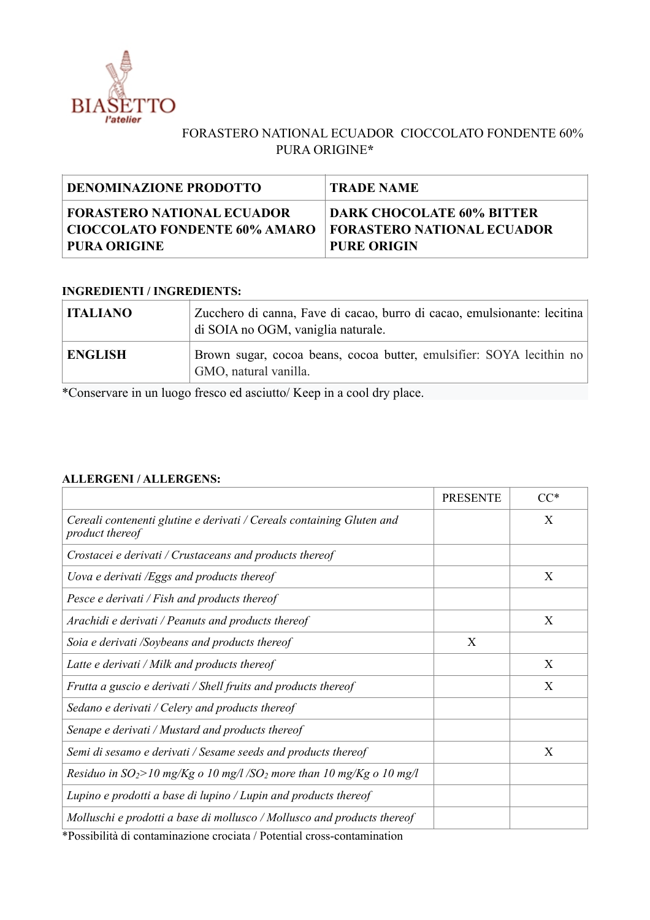BIASETTO
*l'atelier*

FORASTERO NATIONAL ECUADOR CIOCCOLATO FONDENTE 60% PURA ORIGINE*

| DENOMINAZIONE PRODOTTO | TRADE NAME |
|---|---|
| **FORASTERO NATIONAL ECUADOR CIOCCOLATO FONDENTE 60% AMARO PURA ORIGINE** | **DARK CHOCOLATE 60% BITTER FORASTERO NATIONAL ECUADOR PURE ORIGIN** |

**INGREDIENTI / INGREDIENTS:**

| | |
|---|---|
| **ITALIANO** | Zucchero di canna, Fave di cacao, burro di cacao, emulsionante: lecitina di SOIA no OGM, vaniglia naturale. |
| **ENGLISH** | Brown sugar, cocoa beans, cocoa butter, emulsifier: SOYA lecithin no GMO, natural vanilla. |

*Conservare in un luogo fresco ed asciutto/ Keep in a cool dry place.

**ALLERGENI / ALLERGENS:**

| | PRESENTE | CC* |
|---|---|---|
| *Cereali contenenti glutine e derivati / Cereals containing Gluten and product thereof* | | X |
| *Crostacei e derivati / Crustaceans and products thereof* | | |
| *Uova e derivati /Eggs and products thereof* | | X |
| *Pesce e derivati / Fish and products thereof* | | |
| *Arachidi e derivati / Peanuts and products thereof* | | X |
| *Soia e derivati /Soybeans and products thereof* | X | |
| *Latte e derivati / Milk and products thereof* | | X |
| *Frutta a guscio e derivati / Shell fruits and products thereof* | | X |
| *Sedano e derivati / Celery and products thereof* | | |
| *Senape e derivati / Mustard and products thereof* | | |
| *Semi di sesamo e derivati / Sesame seeds and products thereof* | | X |
| *Residuo in $SO_2$>10 mg/Kg o 10 mg/l /$SO_2$ more than 10 mg/Kg o 10 mg/l* | | |
| *Lupino e prodotti a base di lupino / Lupin and products thereof* | | |
| *Molluschi e prodotti a base di mollusco / Mollusco and products thereof* | | |

*Possibilità di contaminazione crociata / Potential cross-contamination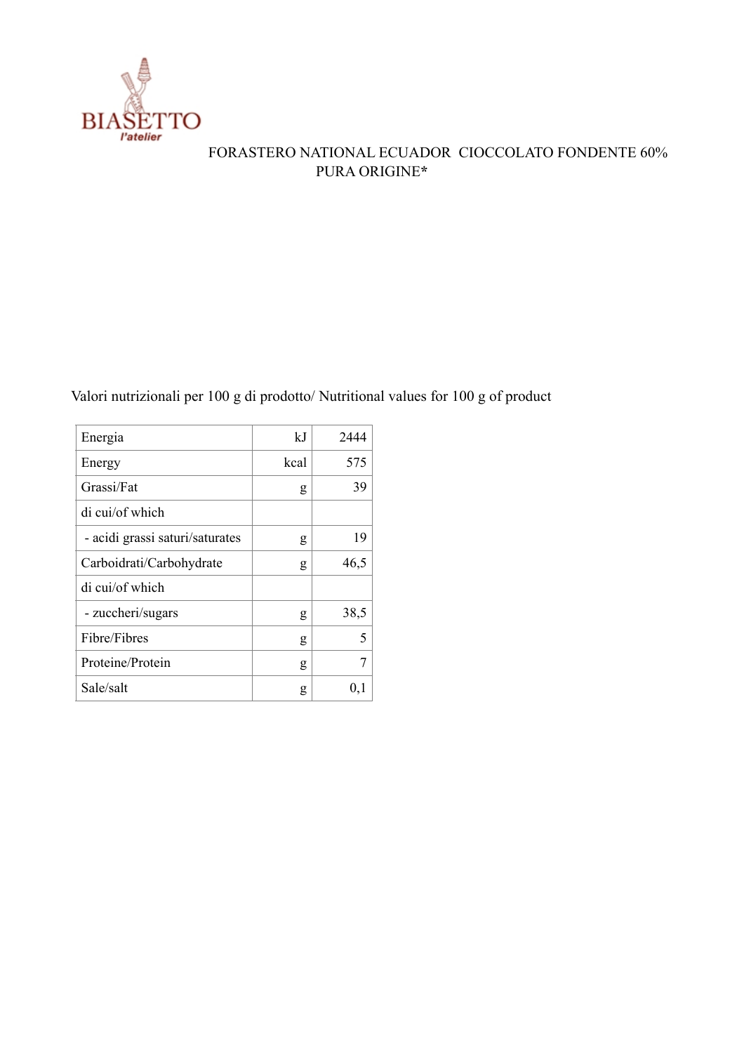BIASETTO
*l'atelier*

FORASTERO NATIONAL ECUADOR CIOCCOLATO FONDENTE 60%
PURA ORIGINE*

Valori nutrizionali per 100 g di prodotto/ Nutritional values for 100 g of product

| | | |
|---|---|---|
| Energia | kJ | 2444 |
| Energy | kcal | 575 |
| Grassi/Fat | g | 39 |
| di cui/of which | | |
| - acidi grassi saturi/saturates | g | 19 |
| Carboidrati/Carbohydrate | g | 46,5 |
| di cui/of which | | |
| - zuccheri/sugars | g | 38,5 |
| Fibre/Fibres | g | 5 |
| Proteine/Protein | g | 7 |
| Sale/salt | g | 0,1 |